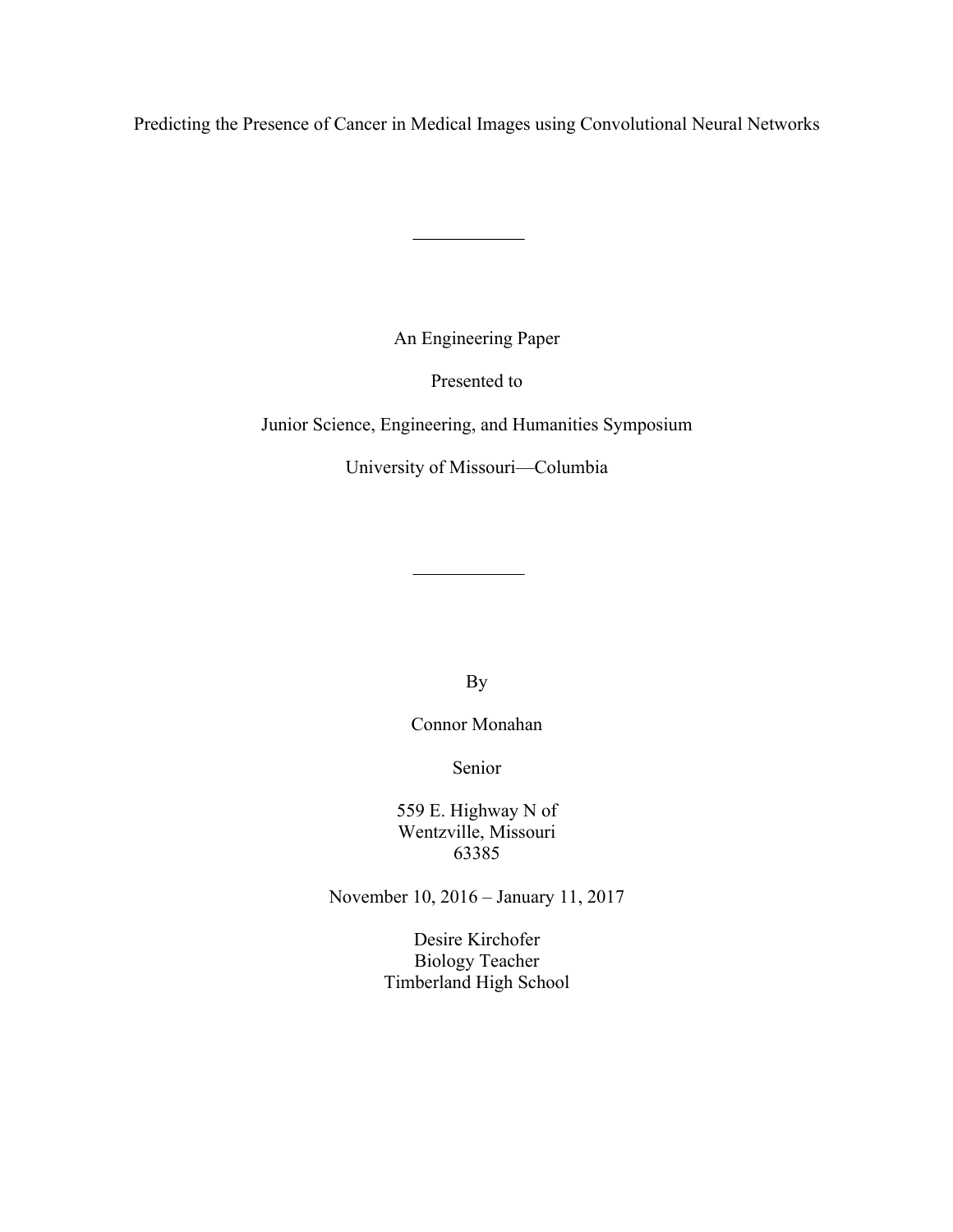# Predicting the Presence of Cancer in Medical Images using Convolutional Neural Networks

---

An Engineering Paper

Presented to

Junior Science, Engineering, and Humanities Symposium

University of Missouri—Columbia

---

By

Connor Monahan

Senior

559 E. Highway N of
Wentzville, Missouri
63385

November 10, 2016 – January 11, 2017

Desire Kirchofer
Biology Teacher
Timberland High School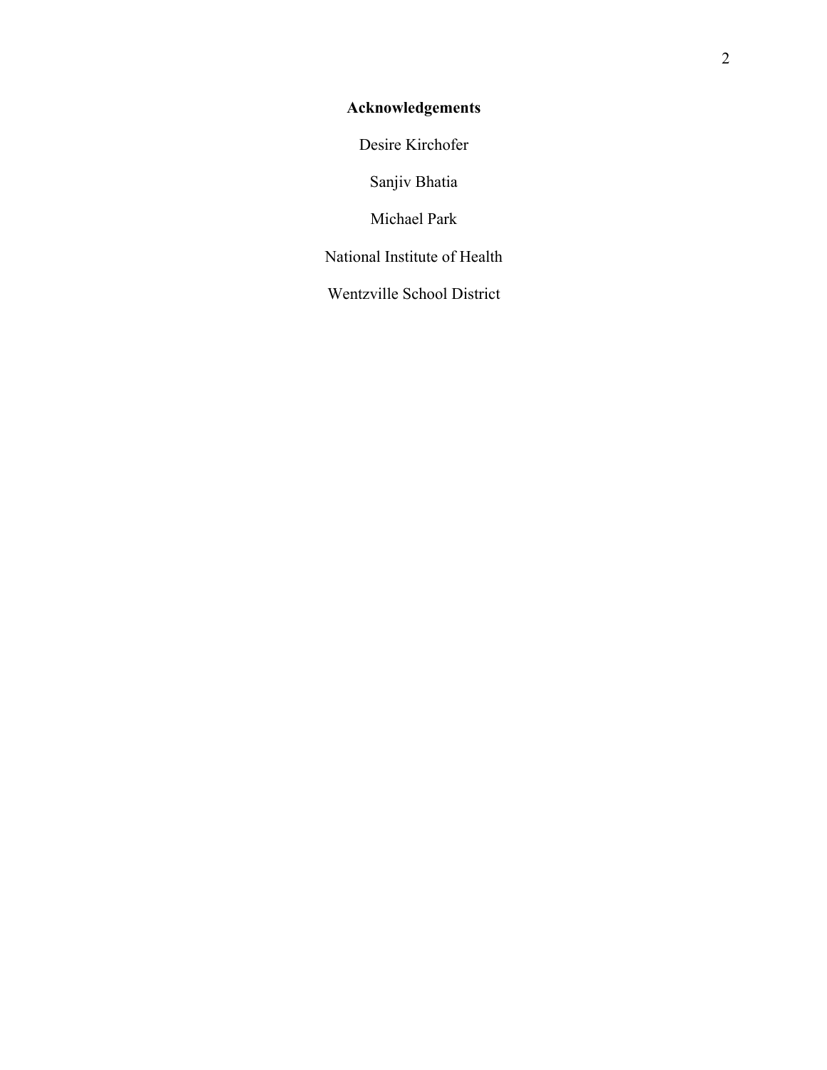## Acknowledgements

Desire Kirchofer

Sanjiv Bhatia

Michael Park

National Institute of Health

Wentzville School District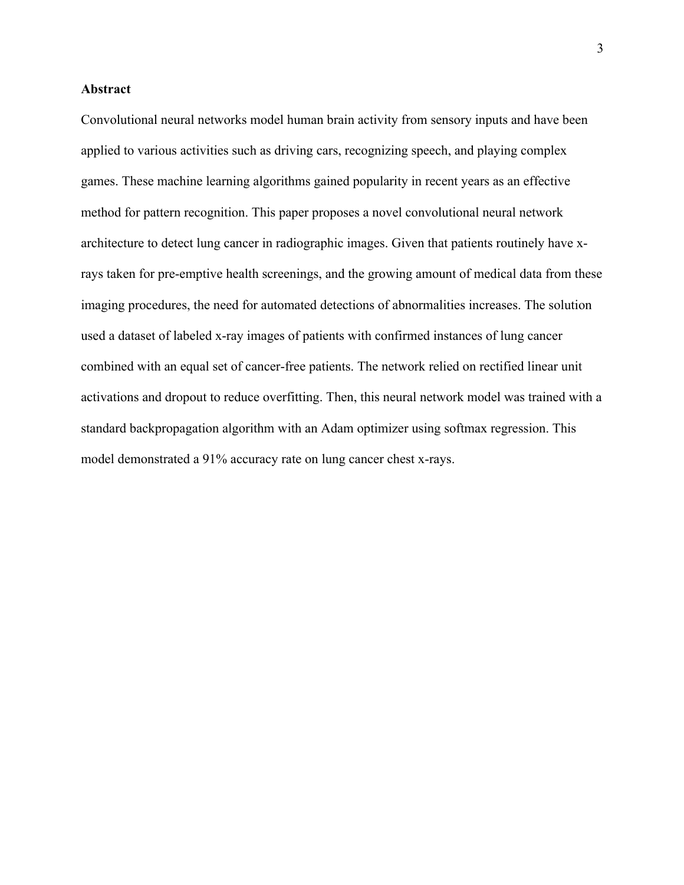## Abstract

Convolutional neural networks model human brain activity from sensory inputs and have been applied to various activities such as driving cars, recognizing speech, and playing complex games. These machine learning algorithms gained popularity in recent years as an effective method for pattern recognition. This paper proposes a novel convolutional neural network architecture to detect lung cancer in radiographic images. Given that patients routinely have x-rays taken for pre-emptive health screenings, and the growing amount of medical data from these imaging procedures, the need for automated detections of abnormalities increases. The solution used a dataset of labeled x-ray images of patients with confirmed instances of lung cancer combined with an equal set of cancer-free patients. The network relied on rectified linear unit activations and dropout to reduce overfitting. Then, this neural network model was trained with a standard backpropagation algorithm with an Adam optimizer using softmax regression. This model demonstrated a 91% accuracy rate on lung cancer chest x-rays.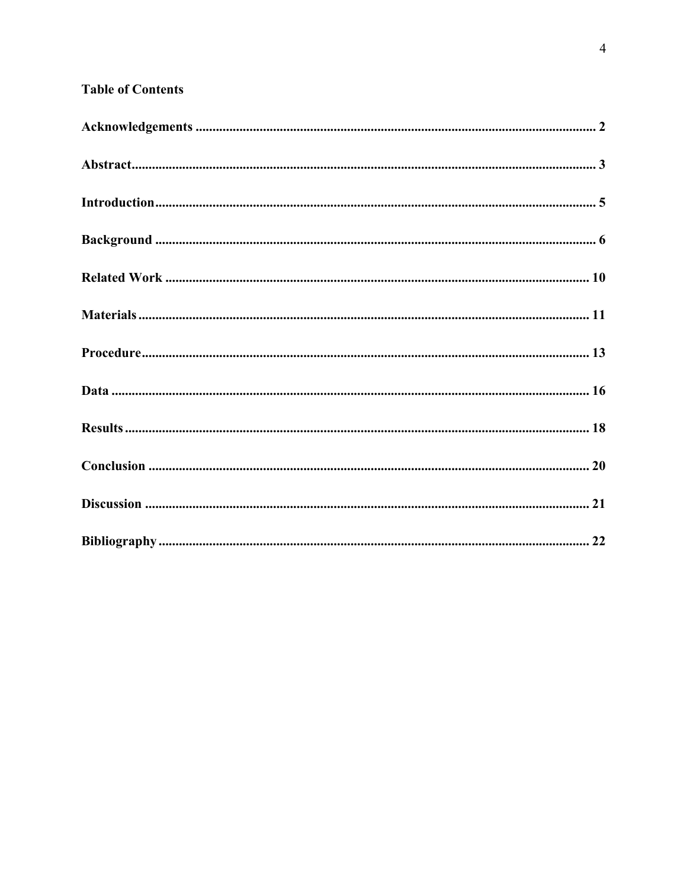## Table of Contents

**Acknowledgements** ........................................................................................................ **2**

**Abstract**........................................................................................................................ **3**

**Introduction**.................................................................................................................. **5**

**Background** .................................................................................................................. **6**

**Related Work** .............................................................................................................. **10**

**Materials**...................................................................................................................... **11**

**Procedure**..................................................................................................................... **13**

**Data** ............................................................................................................................. **16**

**Results**......................................................................................................................... **18**

**Conclusion** .................................................................................................................. **20**

**Discussion** ................................................................................................................... **21**

**Bibliography** ............................................................................................................... **22**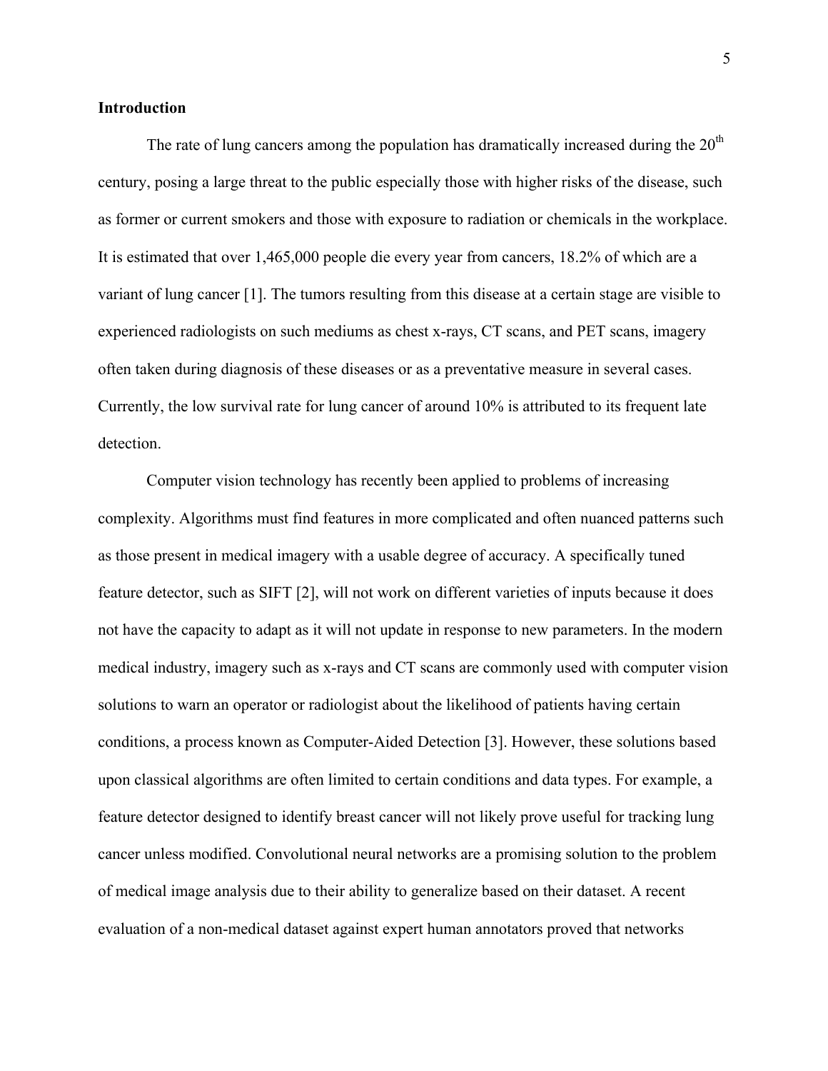**Introduction**

The rate of lung cancers among the population has dramatically increased during the 20th century, posing a large threat to the public especially those with higher risks of the disease, such as former or current smokers and those with exposure to radiation or chemicals in the workplace. It is estimated that over 1,465,000 people die every year from cancers, 18.2% of which are a variant of lung cancer [1]. The tumors resulting from this disease at a certain stage are visible to experienced radiologists on such mediums as chest x-rays, CT scans, and PET scans, imagery often taken during diagnosis of these diseases or as a preventative measure in several cases. Currently, the low survival rate for lung cancer of around 10% is attributed to its frequent late detection.

Computer vision technology has recently been applied to problems of increasing complexity. Algorithms must find features in more complicated and often nuanced patterns such as those present in medical imagery with a usable degree of accuracy. A specifically tuned feature detector, such as SIFT [2], will not work on different varieties of inputs because it does not have the capacity to adapt as it will not update in response to new parameters. In the modern medical industry, imagery such as x-rays and CT scans are commonly used with computer vision solutions to warn an operator or radiologist about the likelihood of patients having certain conditions, a process known as Computer-Aided Detection [3]. However, these solutions based upon classical algorithms are often limited to certain conditions and data types. For example, a feature detector designed to identify breast cancer will not likely prove useful for tracking lung cancer unless modified. Convolutional neural networks are a promising solution to the problem of medical image analysis due to their ability to generalize based on their dataset. A recent evaluation of a non-medical dataset against expert human annotators proved that networks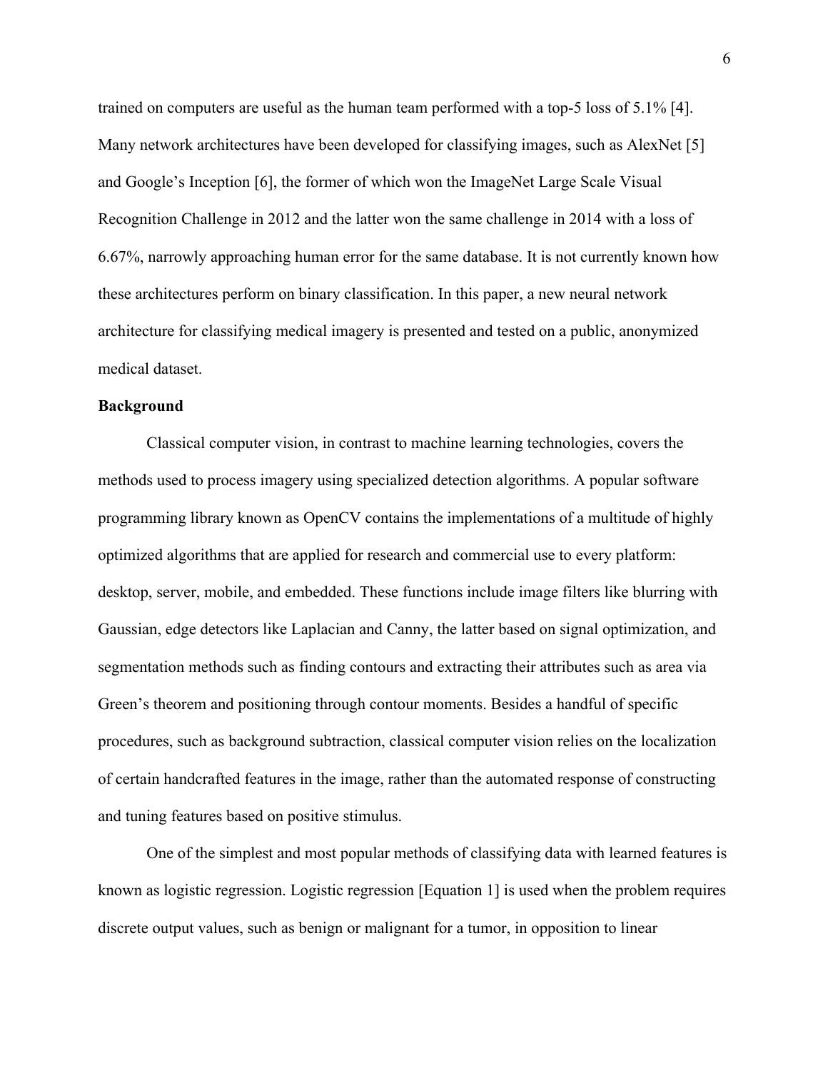trained on computers are useful as the human team performed with a top-5 loss of 5.1% [4]. Many network architectures have been developed for classifying images, such as AlexNet [5] and Google's Inception [6], the former of which won the ImageNet Large Scale Visual Recognition Challenge in 2012 and the latter won the same challenge in 2014 with a loss of 6.67%, narrowly approaching human error for the same database. It is not currently known how these architectures perform on binary classification. In this paper, a new neural network architecture for classifying medical imagery is presented and tested on a public, anonymized medical dataset.

**Background**

Classical computer vision, in contrast to machine learning technologies, covers the methods used to process imagery using specialized detection algorithms. A popular software programming library known as OpenCV contains the implementations of a multitude of highly optimized algorithms that are applied for research and commercial use to every platform: desktop, server, mobile, and embedded. These functions include image filters like blurring with Gaussian, edge detectors like Laplacian and Canny, the latter based on signal optimization, and segmentation methods such as finding contours and extracting their attributes such as area via Green's theorem and positioning through contour moments. Besides a handful of specific procedures, such as background subtraction, classical computer vision relies on the localization of certain handcrafted features in the image, rather than the automated response of constructing and tuning features based on positive stimulus.

One of the simplest and most popular methods of classifying data with learned features is known as logistic regression. Logistic regression [Equation 1] is used when the problem requires discrete output values, such as benign or malignant for a tumor, in opposition to linear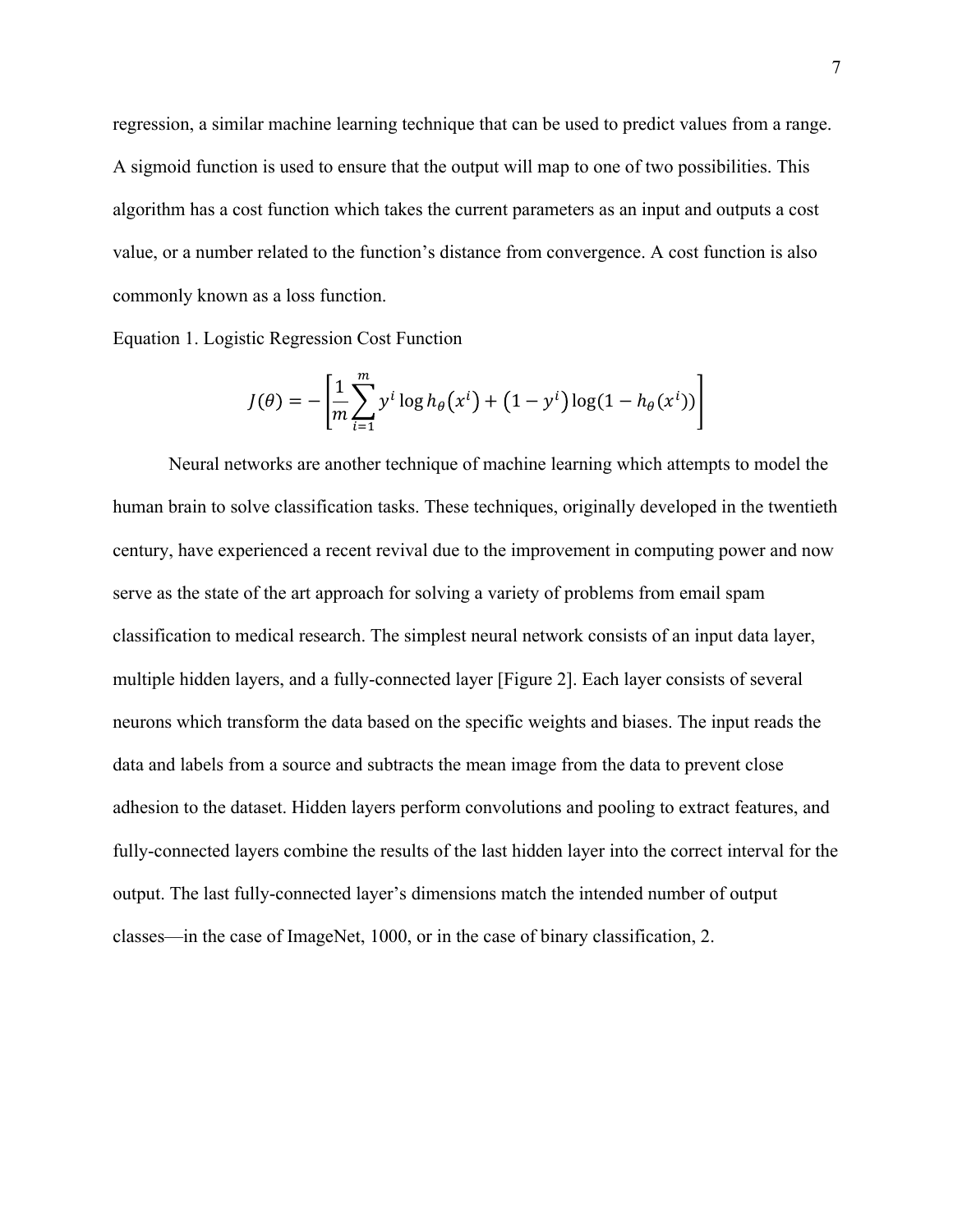regression, a similar machine learning technique that can be used to predict values from a range. A sigmoid function is used to ensure that the output will map to one of two possibilities. This algorithm has a cost function which takes the current parameters as an input and outputs a cost value, or a number related to the function's distance from convergence. A cost function is also commonly known as a loss function.

Equation 1. Logistic Regression Cost Function

$$J(\theta) = -\left[\frac{1}{m}\sum_{i=1}^{m} y^i \log h_\theta\left(x^i\right) + \left(1 - y^i\right)\log(1 - h_\theta(x^i))\right]$$

Neural networks are another technique of machine learning which attempts to model the human brain to solve classification tasks. These techniques, originally developed in the twentieth century, have experienced a recent revival due to the improvement in computing power and now serve as the state of the art approach for solving a variety of problems from email spam classification to medical research. The simplest neural network consists of an input data layer, multiple hidden layers, and a fully-connected layer [Figure 2]. Each layer consists of several neurons which transform the data based on the specific weights and biases. The input reads the data and labels from a source and subtracts the mean image from the data to prevent close adhesion to the dataset. Hidden layers perform convolutions and pooling to extract features, and fully-connected layers combine the results of the last hidden layer into the correct interval for the output. The last fully-connected layer's dimensions match the intended number of output classes—in the case of ImageNet, 1000, or in the case of binary classification, 2.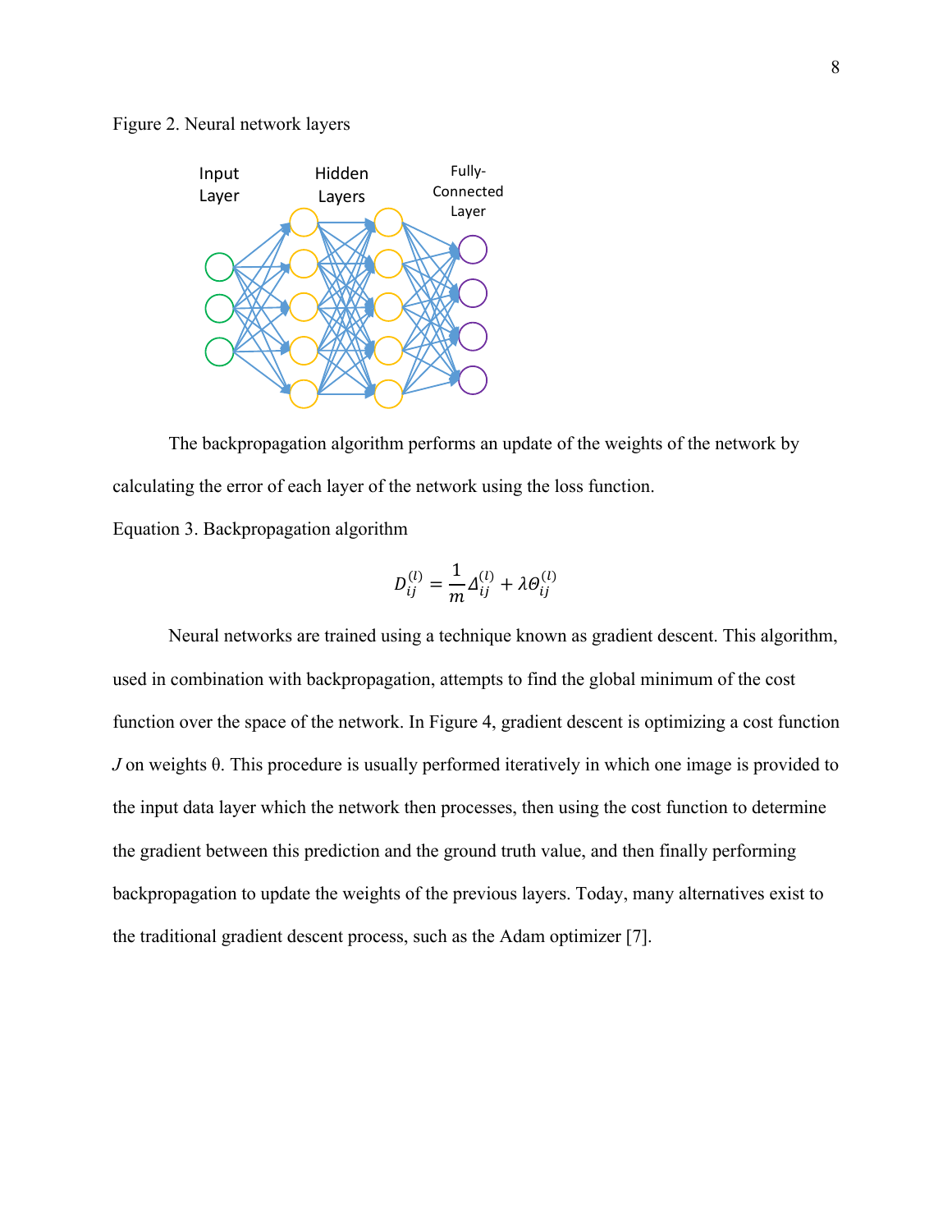Figure 2. Neural network layers

The backpropagation algorithm performs an update of the weights of the network by calculating the error of each layer of the network using the loss function.

Equation 3. Backpropagation algorithm

$$D_{ij}^{(l)} = \frac{1}{m}\Delta_{ij}^{(l)} + \lambda\Theta_{ij}^{(l)}$$

Neural networks are trained using a technique known as gradient descent. This algorithm, used in combination with backpropagation, attempts to find the global minimum of the cost function over the space of the network. In Figure 4, gradient descent is optimizing a cost function *J* on weights θ. This procedure is usually performed iteratively in which one image is provided to the input data layer which the network then processes, then using the cost function to determine the gradient between this prediction and the ground truth value, and then finally performing backpropagation to update the weights of the previous layers. Today, many alternatives exist to the traditional gradient descent process, such as the Adam optimizer [7].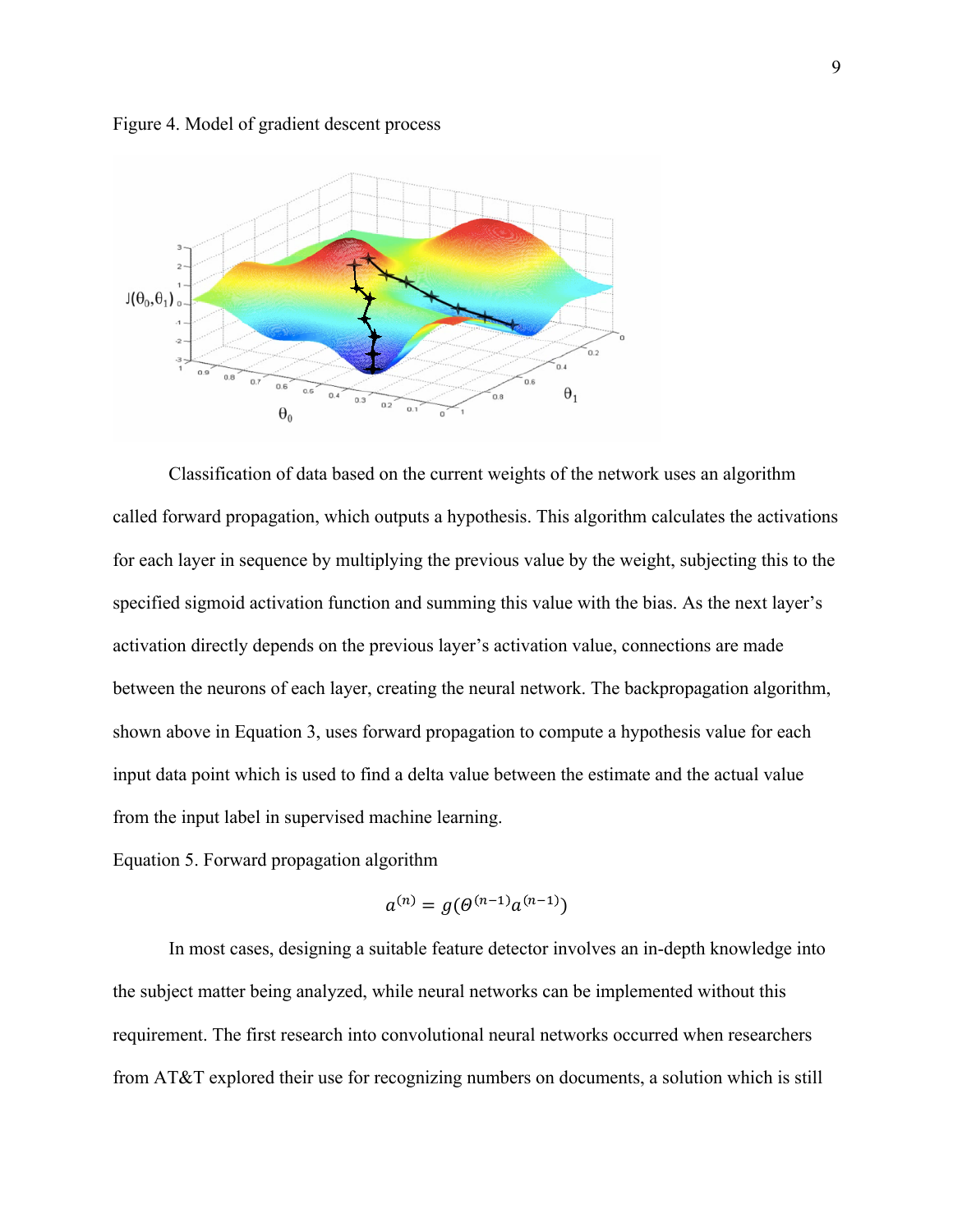Figure 4. Model of gradient descent process

Classification of data based on the current weights of the network uses an algorithm called forward propagation, which outputs a hypothesis. This algorithm calculates the activations for each layer in sequence by multiplying the previous value by the weight, subjecting this to the specified sigmoid activation function and summing this value with the bias. As the next layer's activation directly depends on the previous layer's activation value, connections are made between the neurons of each layer, creating the neural network. The backpropagation algorithm, shown above in Equation 3, uses forward propagation to compute a hypothesis value for each input data point which is used to find a delta value between the estimate and the actual value from the input label in supervised machine learning.

Equation 5. Forward propagation algorithm

$$a^{(n)} = g(\Theta^{(n-1)}a^{(n-1)})$$

In most cases, designing a suitable feature detector involves an in-depth knowledge into the subject matter being analyzed, while neural networks can be implemented without this requirement. The first research into convolutional neural networks occurred when researchers from AT&T explored their use for recognizing numbers on documents, a solution which is still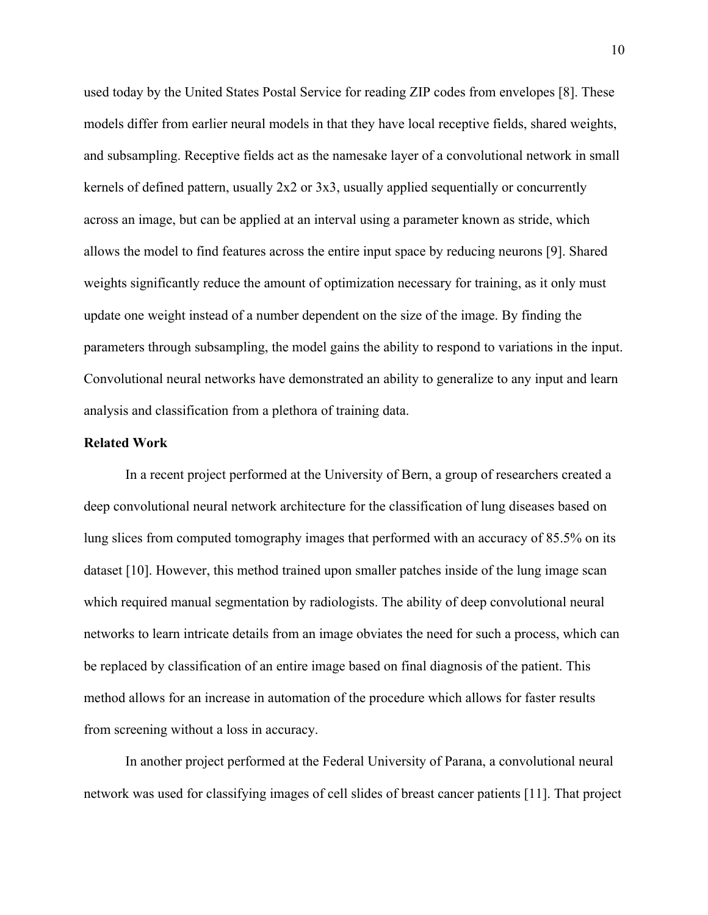used today by the United States Postal Service for reading ZIP codes from envelopes [8]. These models differ from earlier neural models in that they have local receptive fields, shared weights, and subsampling. Receptive fields act as the namesake layer of a convolutional network in small kernels of defined pattern, usually 2x2 or 3x3, usually applied sequentially or concurrently across an image, but can be applied at an interval using a parameter known as stride, which allows the model to find features across the entire input space by reducing neurons [9]. Shared weights significantly reduce the amount of optimization necessary for training, as it only must update one weight instead of a number dependent on the size of the image. By finding the parameters through subsampling, the model gains the ability to respond to variations in the input. Convolutional neural networks have demonstrated an ability to generalize to any input and learn analysis and classification from a plethora of training data.

**Related Work**

In a recent project performed at the University of Bern, a group of researchers created a deep convolutional neural network architecture for the classification of lung diseases based on lung slices from computed tomography images that performed with an accuracy of 85.5% on its dataset [10]. However, this method trained upon smaller patches inside of the lung image scan which required manual segmentation by radiologists. The ability of deep convolutional neural networks to learn intricate details from an image obviates the need for such a process, which can be replaced by classification of an entire image based on final diagnosis of the patient. This method allows for an increase in automation of the procedure which allows for faster results from screening without a loss in accuracy.

In another project performed at the Federal University of Parana, a convolutional neural network was used for classifying images of cell slides of breast cancer patients [11]. That project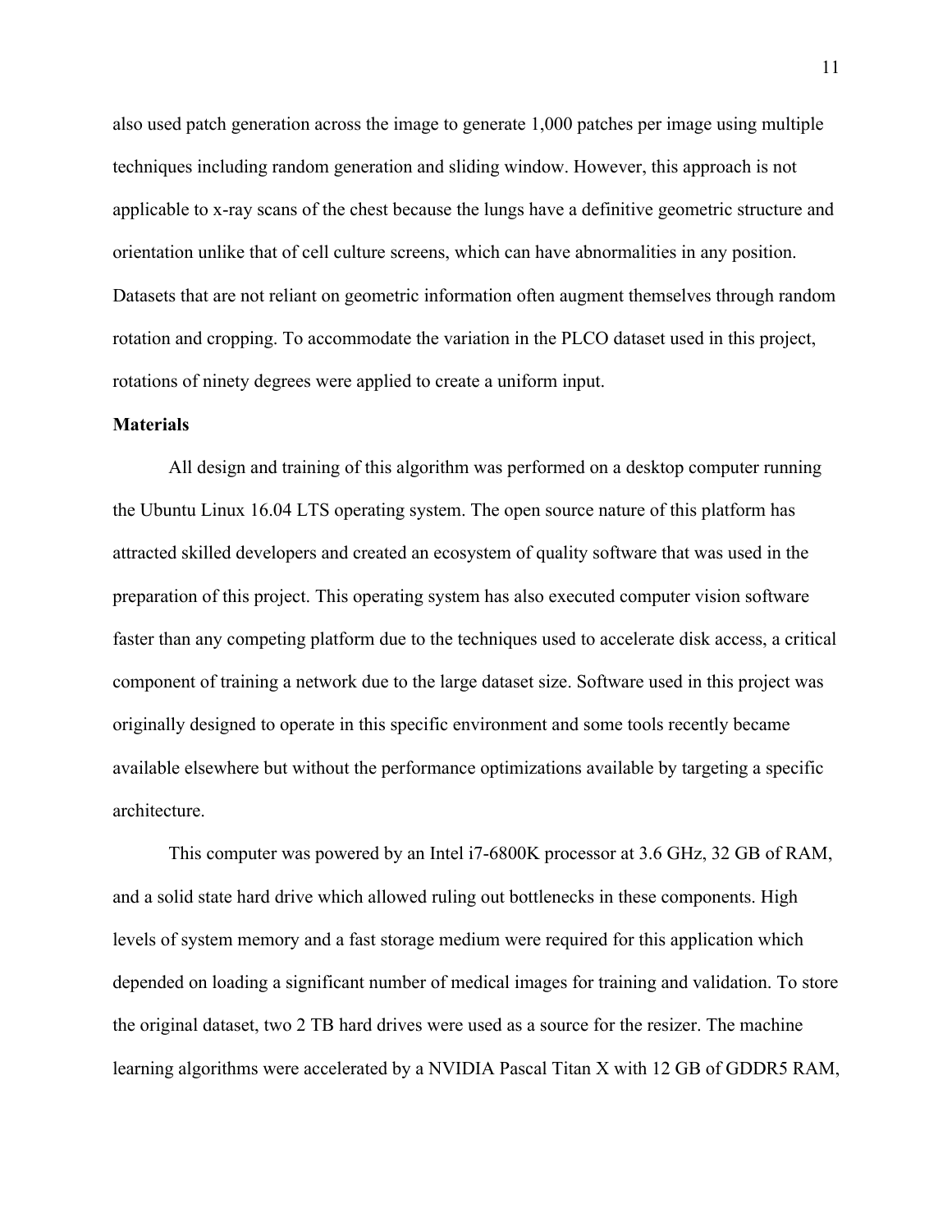also used patch generation across the image to generate 1,000 patches per image using multiple techniques including random generation and sliding window. However, this approach is not applicable to x-ray scans of the chest because the lungs have a definitive geometric structure and orientation unlike that of cell culture screens, which can have abnormalities in any position. Datasets that are not reliant on geometric information often augment themselves through random rotation and cropping. To accommodate the variation in the PLCO dataset used in this project, rotations of ninety degrees were applied to create a uniform input.

**Materials**

All design and training of this algorithm was performed on a desktop computer running the Ubuntu Linux 16.04 LTS operating system. The open source nature of this platform has attracted skilled developers and created an ecosystem of quality software that was used in the preparation of this project. This operating system has also executed computer vision software faster than any competing platform due to the techniques used to accelerate disk access, a critical component of training a network due to the large dataset size. Software used in this project was originally designed to operate in this specific environment and some tools recently became available elsewhere but without the performance optimizations available by targeting a specific architecture.

This computer was powered by an Intel i7-6800K processor at 3.6 GHz, 32 GB of RAM, and a solid state hard drive which allowed ruling out bottlenecks in these components. High levels of system memory and a fast storage medium were required for this application which depended on loading a significant number of medical images for training and validation. To store the original dataset, two 2 TB hard drives were used as a source for the resizer. The machine learning algorithms were accelerated by a NVIDIA Pascal Titan X with 12 GB of GDDR5 RAM,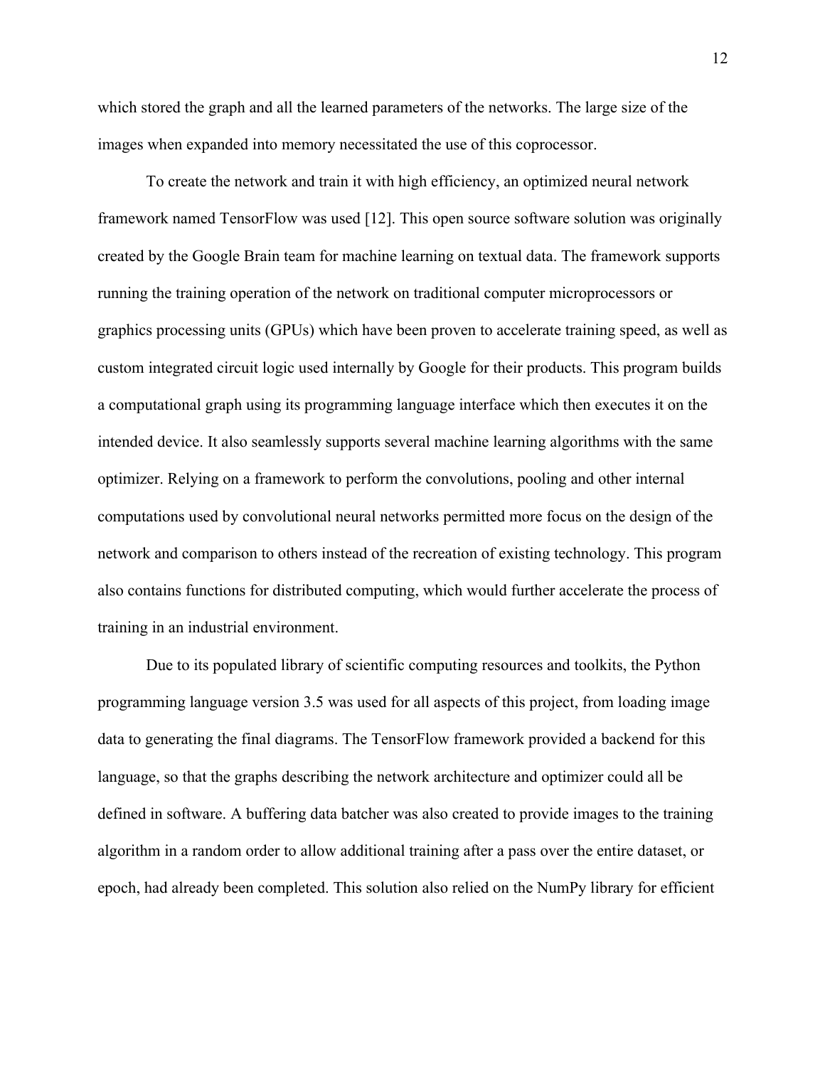which stored the graph and all the learned parameters of the networks. The large size of the images when expanded into memory necessitated the use of this coprocessor.

To create the network and train it with high efficiency, an optimized neural network framework named TensorFlow was used [12]. This open source software solution was originally created by the Google Brain team for machine learning on textual data. The framework supports running the training operation of the network on traditional computer microprocessors or graphics processing units (GPUs) which have been proven to accelerate training speed, as well as custom integrated circuit logic used internally by Google for their products. This program builds a computational graph using its programming language interface which then executes it on the intended device. It also seamlessly supports several machine learning algorithms with the same optimizer. Relying on a framework to perform the convolutions, pooling and other internal computations used by convolutional neural networks permitted more focus on the design of the network and comparison to others instead of the recreation of existing technology. This program also contains functions for distributed computing, which would further accelerate the process of training in an industrial environment.

Due to its populated library of scientific computing resources and toolkits, the Python programming language version 3.5 was used for all aspects of this project, from loading image data to generating the final diagrams. The TensorFlow framework provided a backend for this language, so that the graphs describing the network architecture and optimizer could all be defined in software. A buffering data batcher was also created to provide images to the training algorithm in a random order to allow additional training after a pass over the entire dataset, or epoch, had already been completed. This solution also relied on the NumPy library for efficient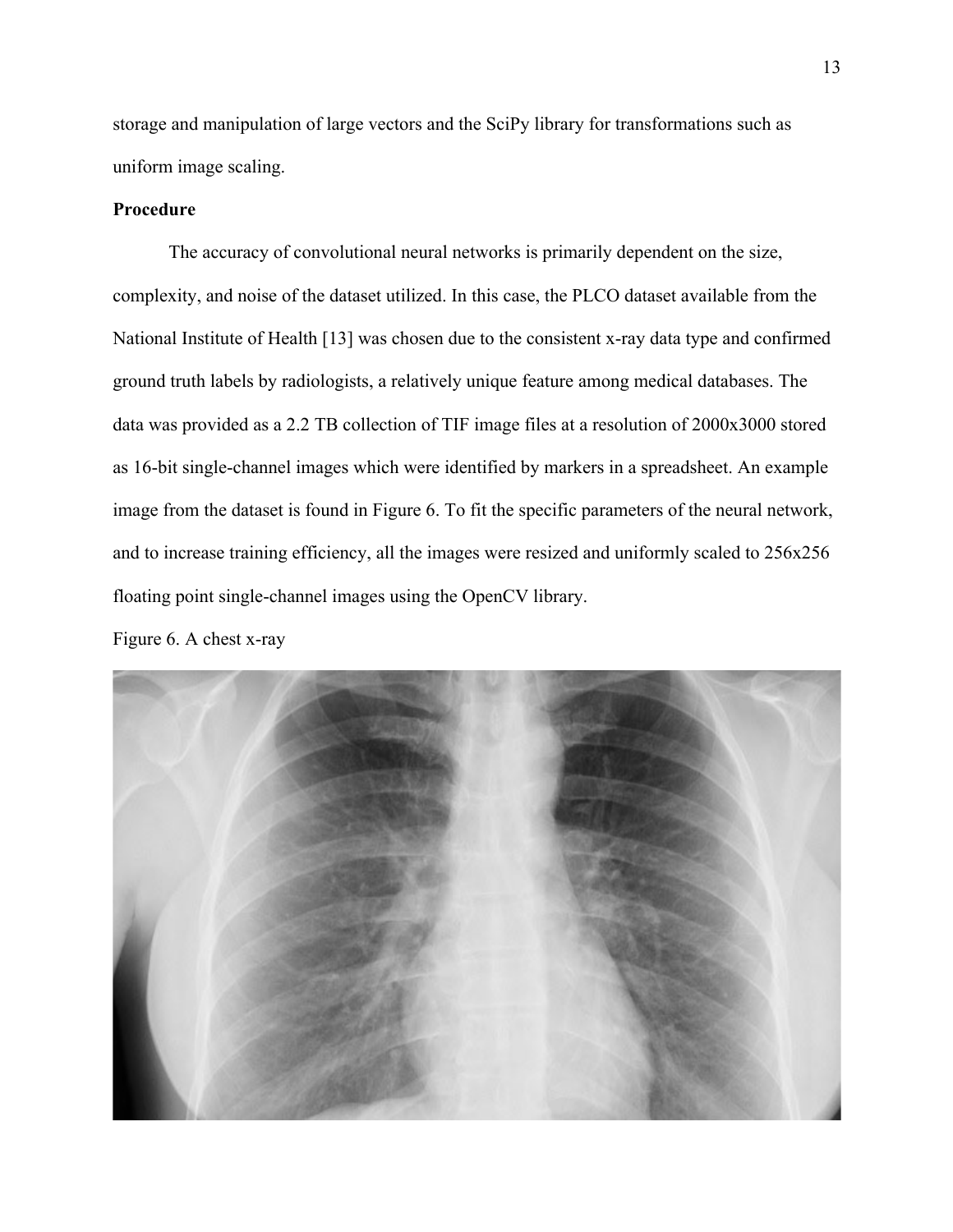storage and manipulation of large vectors and the SciPy library for transformations such as uniform image scaling.

### Procedure

The accuracy of convolutional neural networks is primarily dependent on the size, complexity, and noise of the dataset utilized. In this case, the PLCO dataset available from the National Institute of Health [13] was chosen due to the consistent x-ray data type and confirmed ground truth labels by radiologists, a relatively unique feature among medical databases. The data was provided as a 2.2 TB collection of TIF image files at a resolution of 2000x3000 stored as 16-bit single-channel images which were identified by markers in a spreadsheet. An example image from the dataset is found in Figure 6. To fit the specific parameters of the neural network, and to increase training efficiency, all the images were resized and uniformly scaled to 256x256 floating point single-channel images using the OpenCV library.

Figure 6. A chest x-ray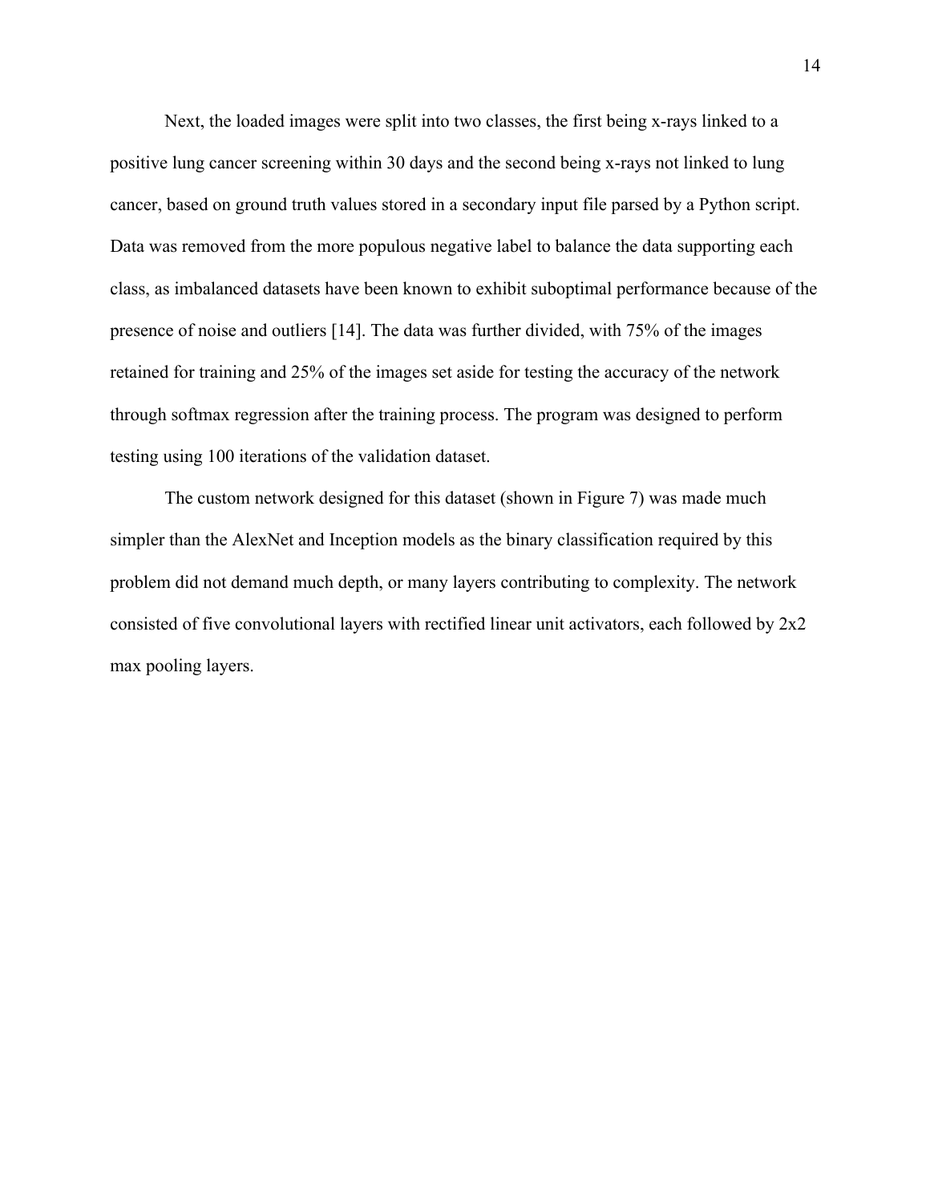Next, the loaded images were split into two classes, the first being x-rays linked to a positive lung cancer screening within 30 days and the second being x-rays not linked to lung cancer, based on ground truth values stored in a secondary input file parsed by a Python script. Data was removed from the more populous negative label to balance the data supporting each class, as imbalanced datasets have been known to exhibit suboptimal performance because of the presence of noise and outliers [14]. The data was further divided, with 75% of the images retained for training and 25% of the images set aside for testing the accuracy of the network through softmax regression after the training process. The program was designed to perform testing using 100 iterations of the validation dataset.

The custom network designed for this dataset (shown in Figure 7) was made much simpler than the AlexNet and Inception models as the binary classification required by this problem did not demand much depth, or many layers contributing to complexity. The network consisted of five convolutional layers with rectified linear unit activators, each followed by 2x2 max pooling layers.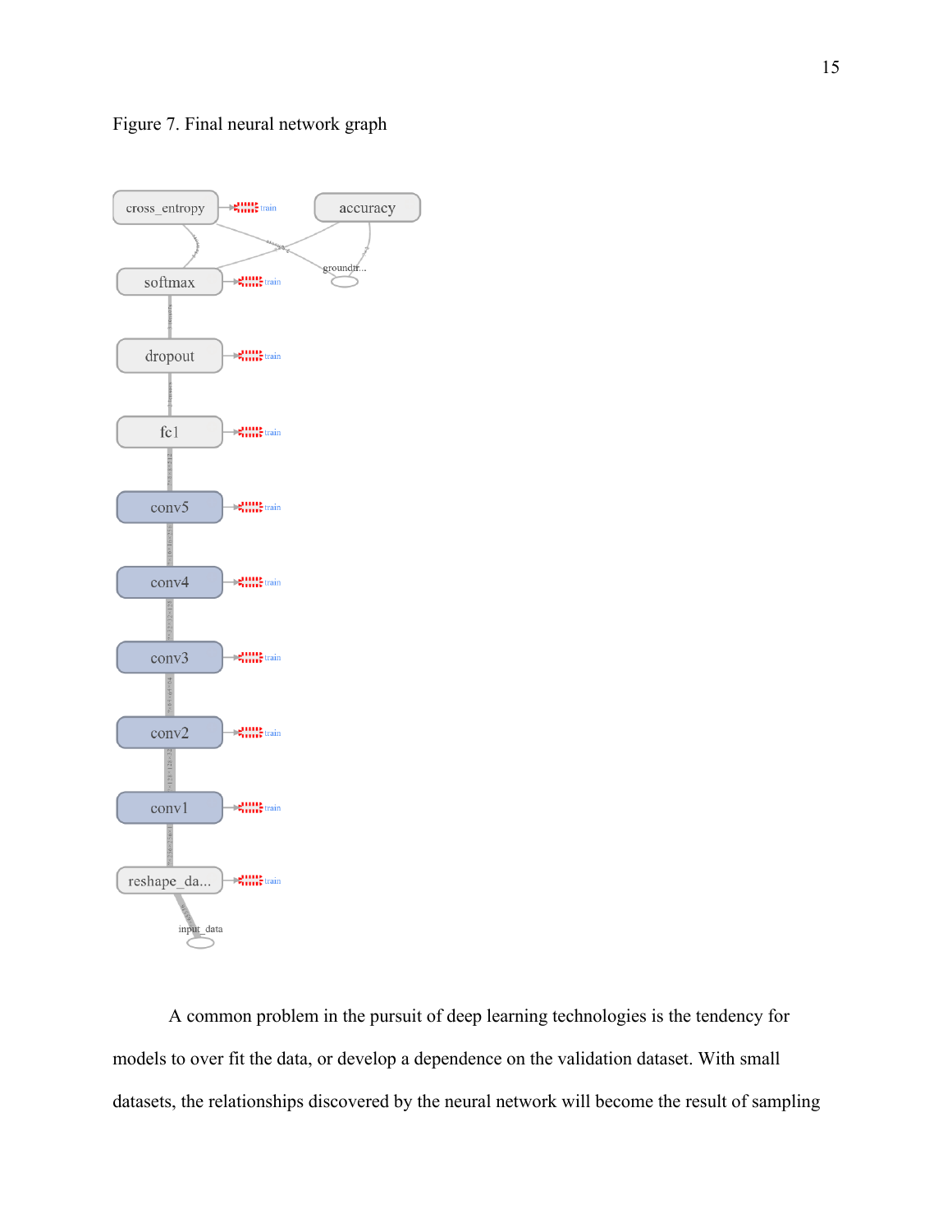Figure 7. Final neural network graph

A common problem in the pursuit of deep learning technologies is the tendency for models to over fit the data, or develop a dependence on the validation dataset. With small datasets, the relationships discovered by the neural network will become the result of sampling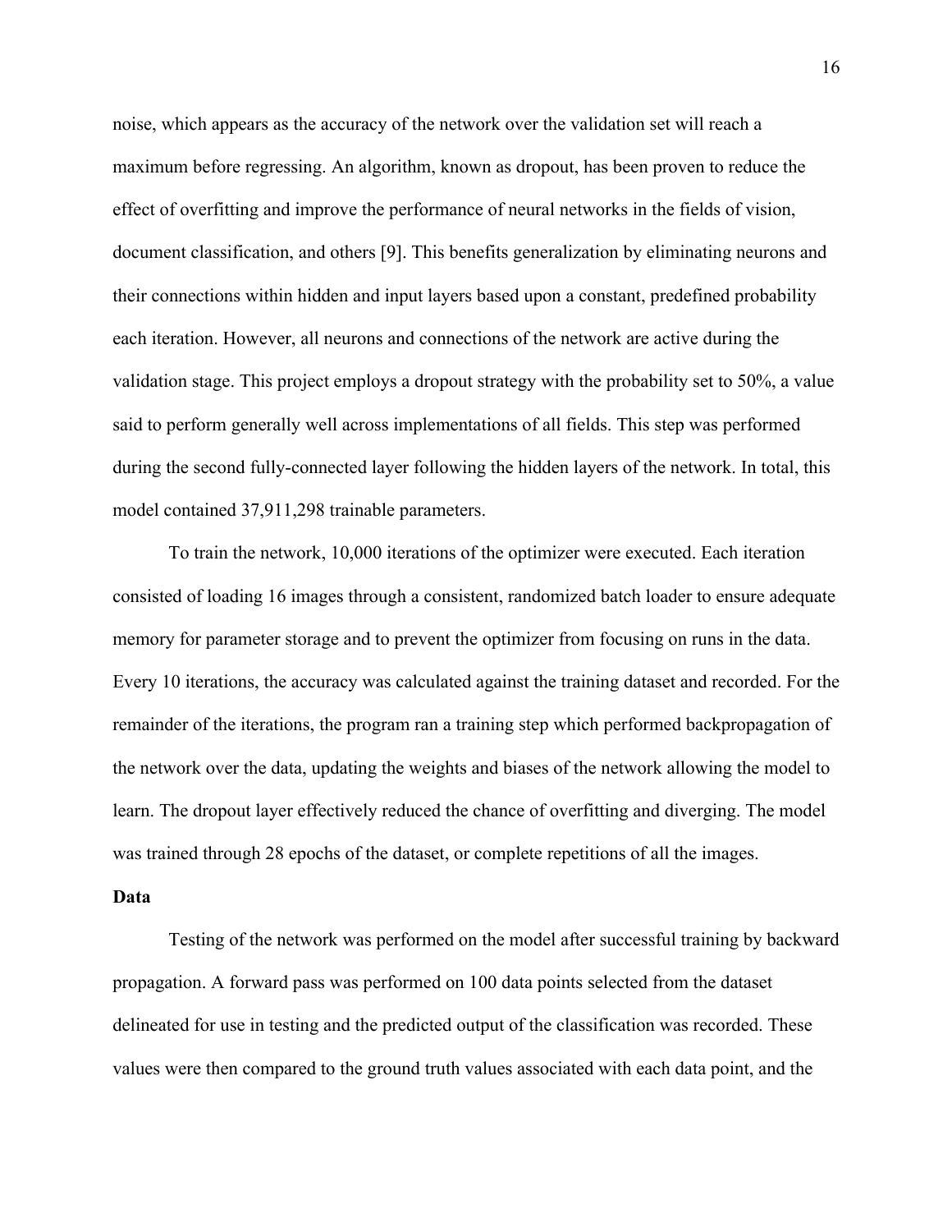noise, which appears as the accuracy of the network over the validation set will reach a maximum before regressing. An algorithm, known as dropout, has been proven to reduce the effect of overfitting and improve the performance of neural networks in the fields of vision, document classification, and others [9]. This benefits generalization by eliminating neurons and their connections within hidden and input layers based upon a constant, predefined probability each iteration. However, all neurons and connections of the network are active during the validation stage. This project employs a dropout strategy with the probability set to 50%, a value said to perform generally well across implementations of all fields. This step was performed during the second fully-connected layer following the hidden layers of the network. In total, this model contained 37,911,298 trainable parameters.

To train the network, 10,000 iterations of the optimizer were executed. Each iteration consisted of loading 16 images through a consistent, randomized batch loader to ensure adequate memory for parameter storage and to prevent the optimizer from focusing on runs in the data. Every 10 iterations, the accuracy was calculated against the training dataset and recorded. For the remainder of the iterations, the program ran a training step which performed backpropagation of the network over the data, updating the weights and biases of the network allowing the model to learn. The dropout layer effectively reduced the chance of overfitting and diverging. The model was trained through 28 epochs of the dataset, or complete repetitions of all the images.

**Data**

Testing of the network was performed on the model after successful training by backward propagation. A forward pass was performed on 100 data points selected from the dataset delineated for use in testing and the predicted output of the classification was recorded. These values were then compared to the ground truth values associated with each data point, and the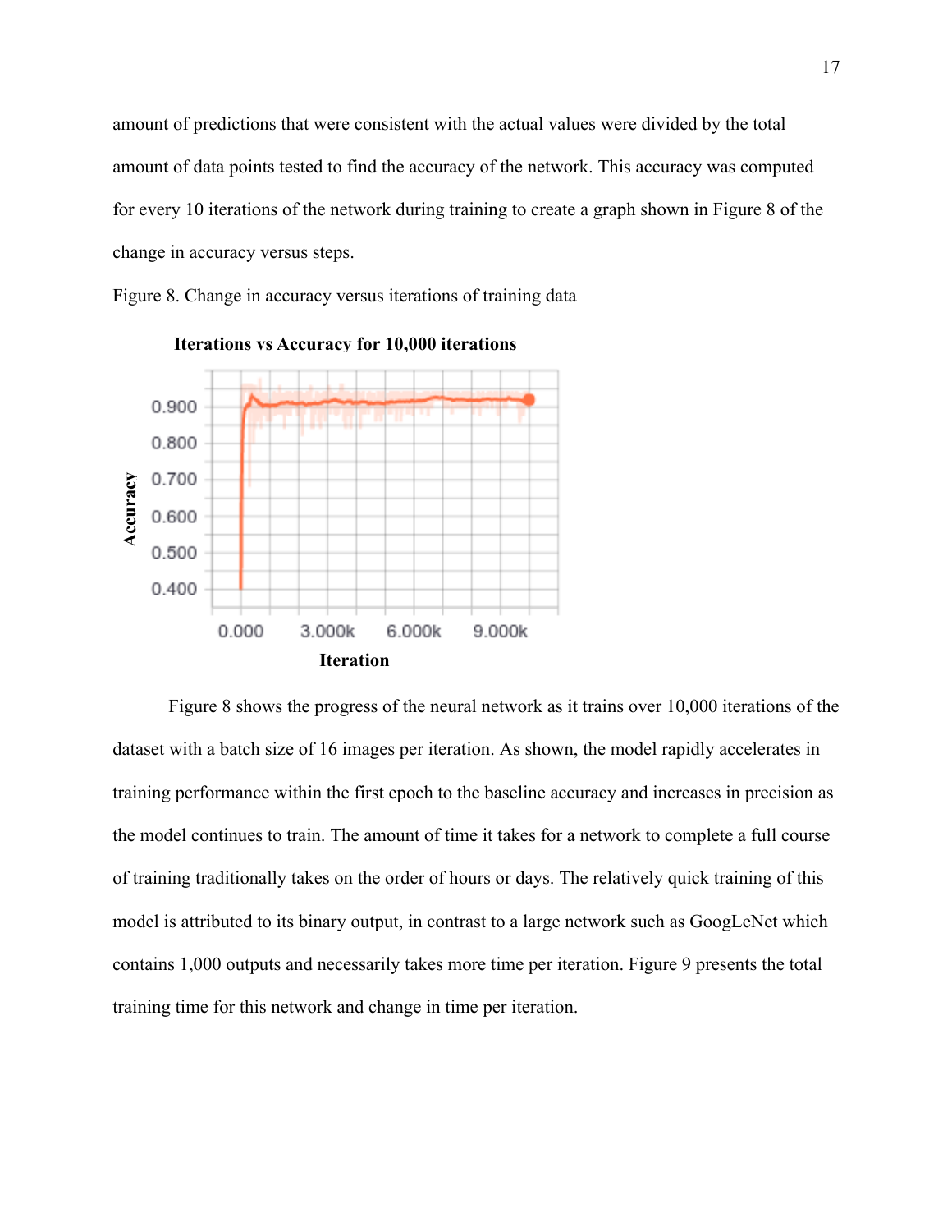amount of predictions that were consistent with the actual values were divided by the total amount of data points tested to find the accuracy of the network. This accuracy was computed for every 10 iterations of the network during training to create a graph shown in Figure 8 of the change in accuracy versus steps.

Figure 8. Change in accuracy versus iterations of training data

**Iterations vs Accuracy for 10,000 iterations**

Figure 8 shows the progress of the neural network as it trains over 10,000 iterations of the dataset with a batch size of 16 images per iteration. As shown, the model rapidly accelerates in training performance within the first epoch to the baseline accuracy and increases in precision as the model continues to train. The amount of time it takes for a network to complete a full course of training traditionally takes on the order of hours or days. The relatively quick training of this model is attributed to its binary output, in contrast to a large network such as GoogLeNet which contains 1,000 outputs and necessarily takes more time per iteration. Figure 9 presents the total training time for this network and change in time per iteration.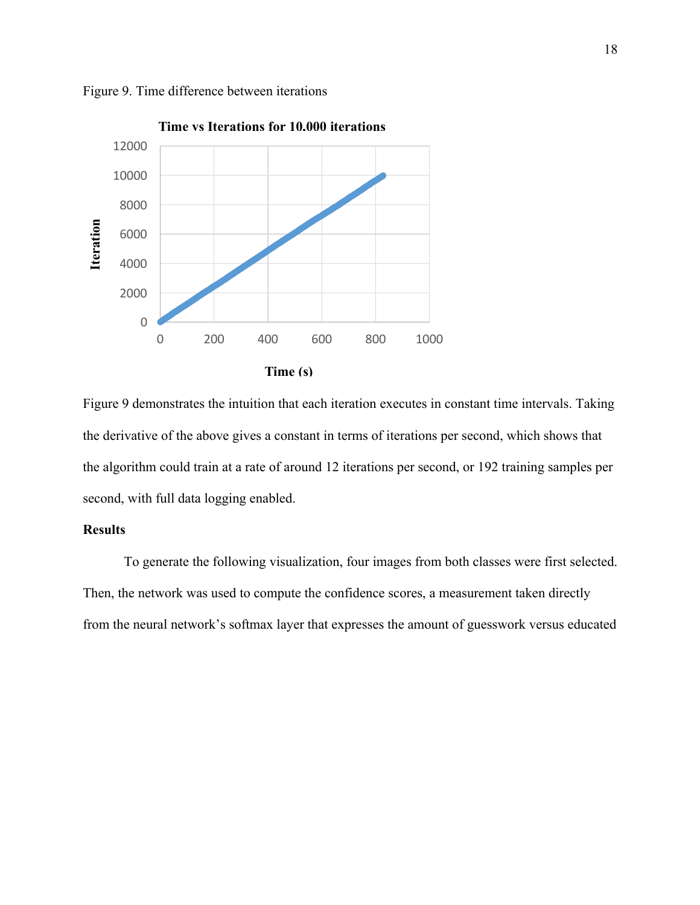Figure 9. Time difference between iterations

Figure 9 demonstrates the intuition that each iteration executes in constant time intervals. Taking the derivative of the above gives a constant in terms of iterations per second, which shows that the algorithm could train at a rate of around 12 iterations per second, or 192 training samples per second, with full data logging enabled.

**Results**

To generate the following visualization, four images from both classes were first selected. Then, the network was used to compute the confidence scores, a measurement taken directly from the neural network's softmax layer that expresses the amount of guesswork versus educated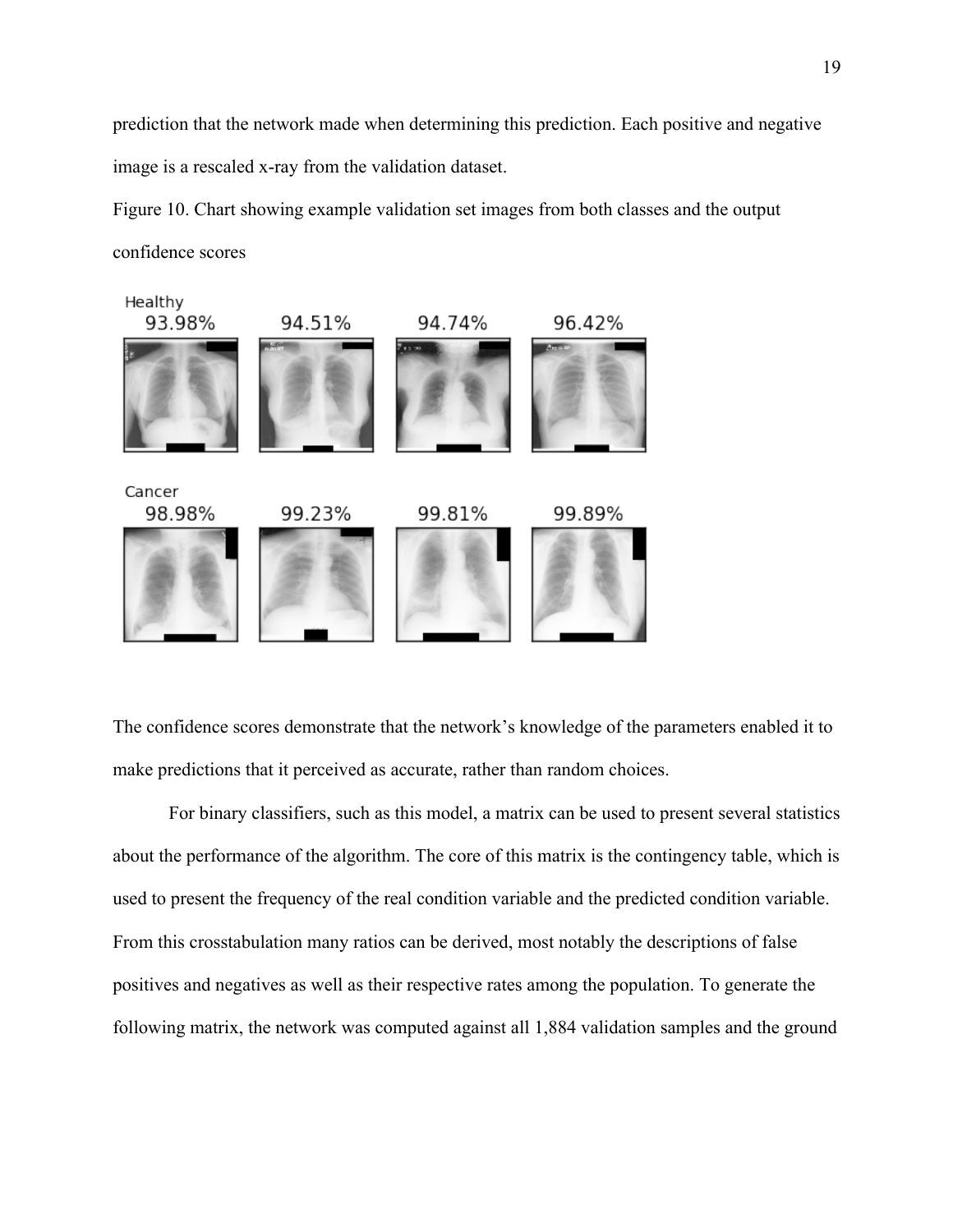prediction that the network made when determining this prediction. Each positive and negative image is a rescaled x-ray from the validation dataset.

Figure 10. Chart showing example validation set images from both classes and the output confidence scores

The confidence scores demonstrate that the network's knowledge of the parameters enabled it to make predictions that it perceived as accurate, rather than random choices.

For binary classifiers, such as this model, a matrix can be used to present several statistics about the performance of the algorithm. The core of this matrix is the contingency table, which is used to present the frequency of the real condition variable and the predicted condition variable. From this crosstabulation many ratios can be derived, most notably the descriptions of false positives and negatives as well as their respective rates among the population. To generate the following matrix, the network was computed against all 1,884 validation samples and the ground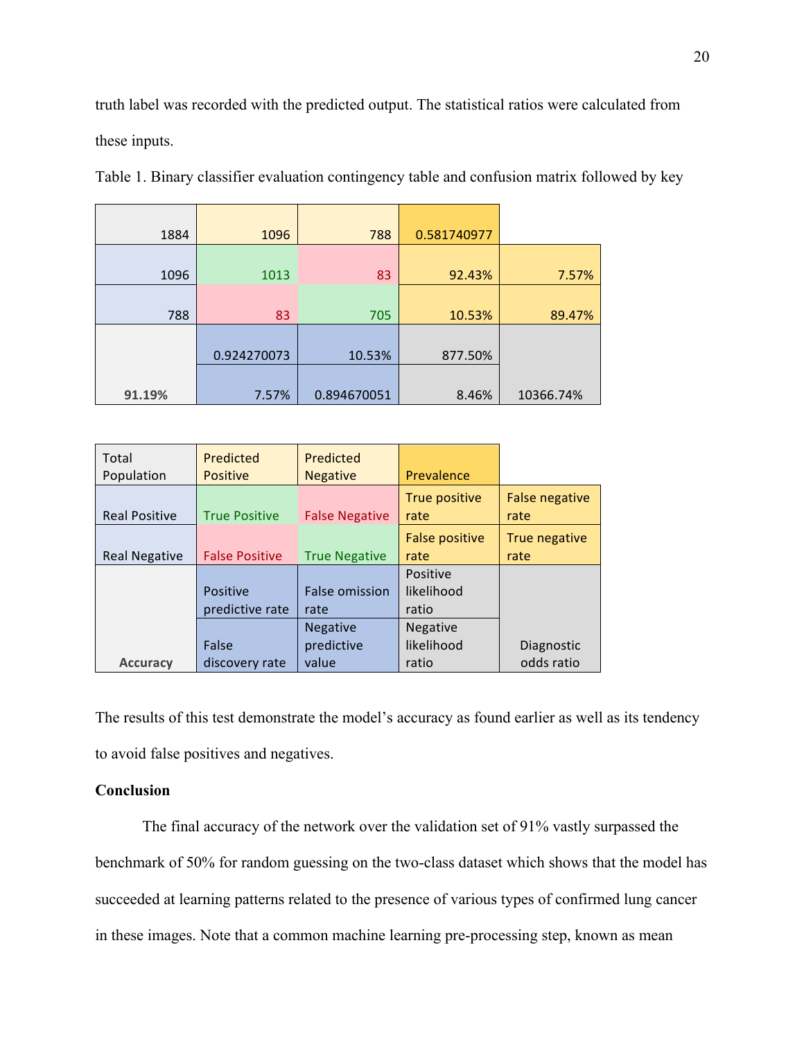truth label was recorded with the predicted output. The statistical ratios were calculated from these inputs.

Table 1. Binary classifier evaluation contingency table and confusion matrix followed by key

| 1884 | 1096 | 788 | 0.581740977 | |
|---|---|---|---|---|
| 1096 | 1013 | 83 | 92.43% | 7.57% |
| 788 | 83 | 705 | 10.53% | 89.47% |
| | 0.924270073 | 10.53% | 877.50% | |
| 91.19% | 7.57% | 0.894670051 | 8.46% | 10366.74% |

| Total Population | Predicted Positive | Predicted Negative | Prevalence | |
|---|---|---|---|---|
| Real Positive | True Positive | False Negative | True positive rate | False negative rate |
| Real Negative | False Positive | True Negative | False positive rate | True negative rate |
| | Positive predictive rate | False omission rate | Positive likelihood ratio | |
| Accuracy | False discovery rate | Negative predictive value | Negative likelihood ratio | Diagnostic odds ratio |

The results of this test demonstrate the model's accuracy as found earlier as well as its tendency to avoid false positives and negatives.

**Conclusion**

The final accuracy of the network over the validation set of 91% vastly surpassed the benchmark of 50% for random guessing on the two-class dataset which shows that the model has succeeded at learning patterns related to the presence of various types of confirmed lung cancer in these images. Note that a common machine learning pre-processing step, known as mean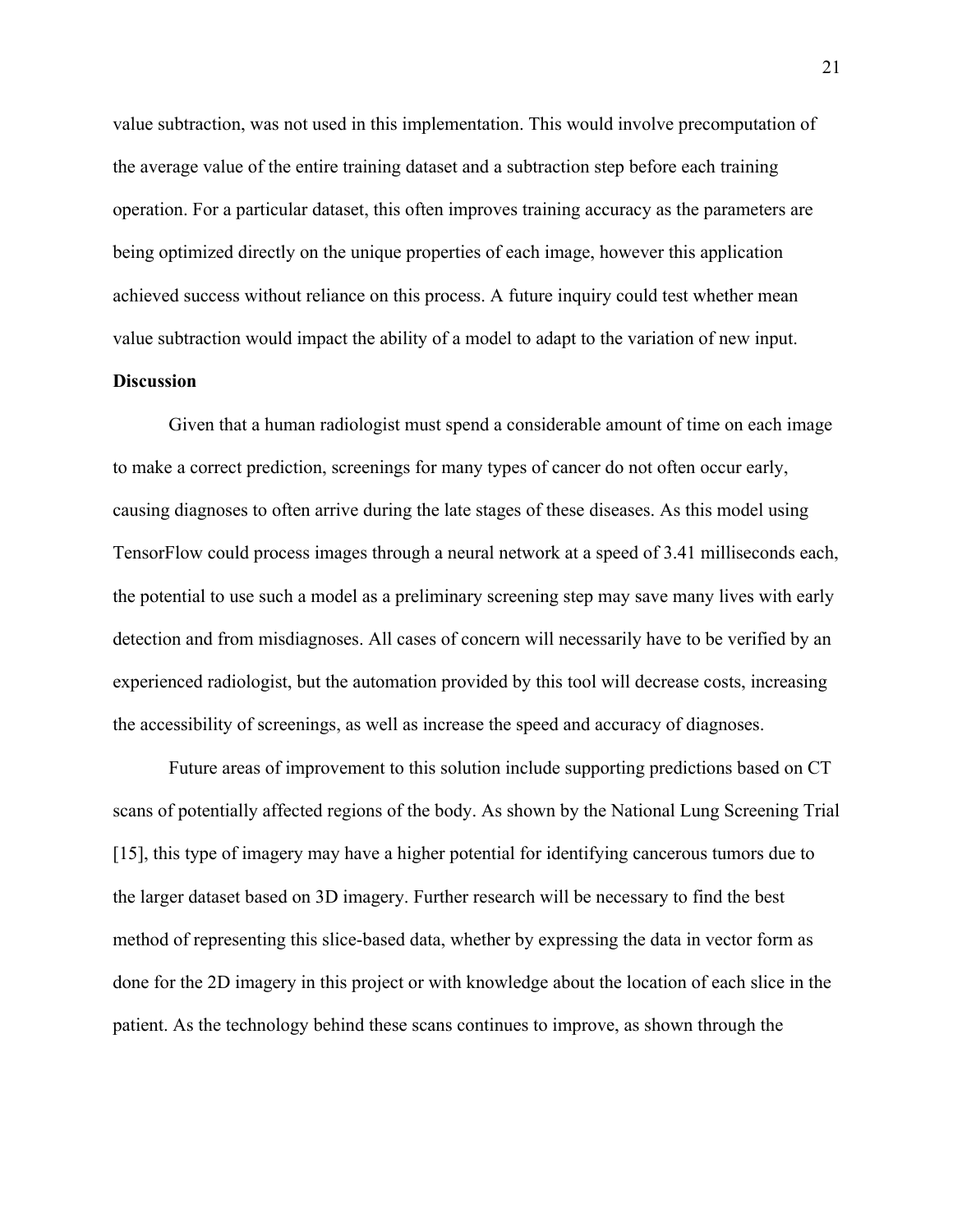value subtraction, was not used in this implementation. This would involve precomputation of the average value of the entire training dataset and a subtraction step before each training operation. For a particular dataset, this often improves training accuracy as the parameters are being optimized directly on the unique properties of each image, however this application achieved success without reliance on this process. A future inquiry could test whether mean value subtraction would impact the ability of a model to adapt to the variation of new input.

**Discussion**

Given that a human radiologist must spend a considerable amount of time on each image to make a correct prediction, screenings for many types of cancer do not often occur early, causing diagnoses to often arrive during the late stages of these diseases. As this model using TensorFlow could process images through a neural network at a speed of 3.41 milliseconds each, the potential to use such a model as a preliminary screening step may save many lives with early detection and from misdiagnoses. All cases of concern will necessarily have to be verified by an experienced radiologist, but the automation provided by this tool will decrease costs, increasing the accessibility of screenings, as well as increase the speed and accuracy of diagnoses.

Future areas of improvement to this solution include supporting predictions based on CT scans of potentially affected regions of the body. As shown by the National Lung Screening Trial [15], this type of imagery may have a higher potential for identifying cancerous tumors due to the larger dataset based on 3D imagery. Further research will be necessary to find the best method of representing this slice-based data, whether by expressing the data in vector form as done for the 2D imagery in this project or with knowledge about the location of each slice in the patient. As the technology behind these scans continues to improve, as shown through the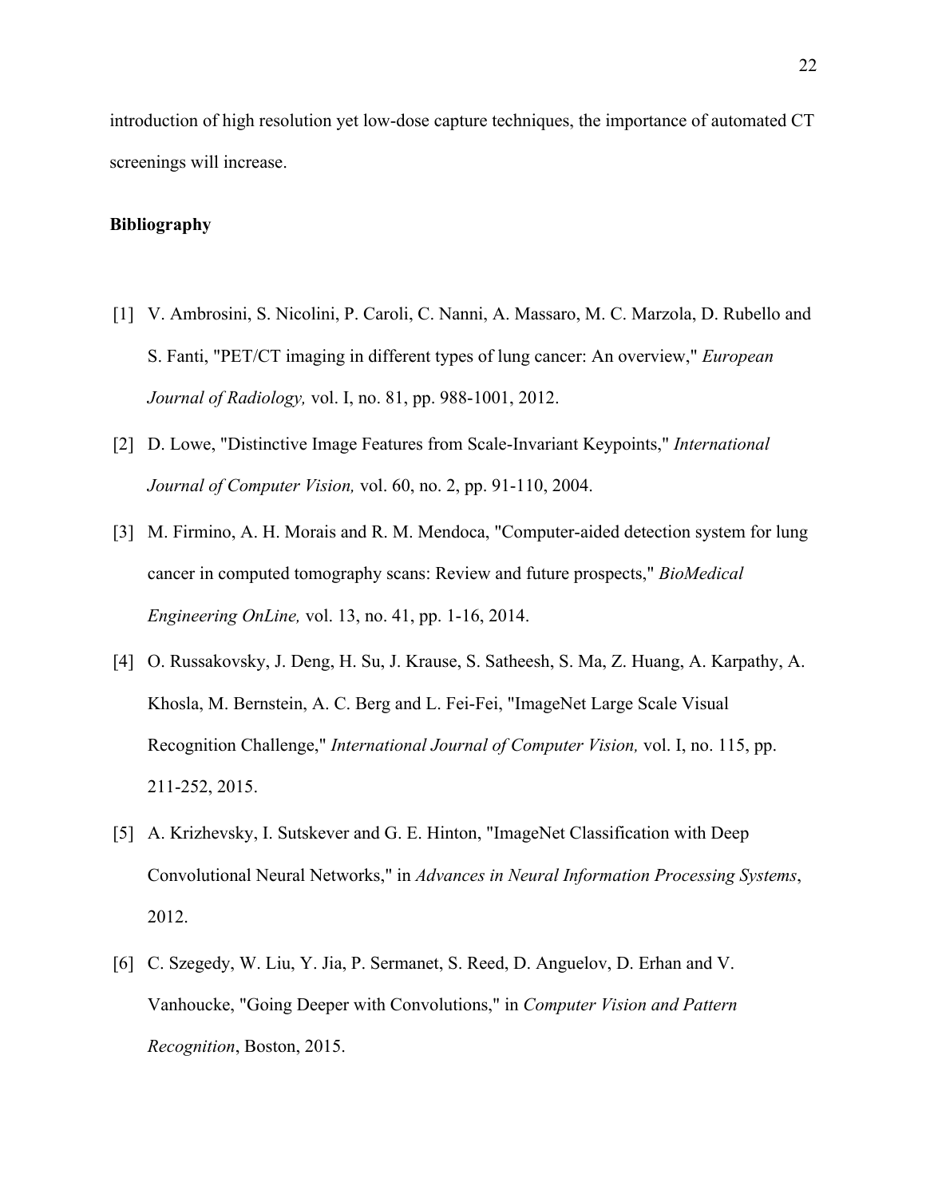introduction of high resolution yet low-dose capture techniques, the importance of automated CT screenings will increase.

**Bibliography**

[1] V. Ambrosini, S. Nicolini, P. Caroli, C. Nanni, A. Massaro, M. C. Marzola, D. Rubello and S. Fanti, "PET/CT imaging in different types of lung cancer: An overview," *European Journal of Radiology,* vol. I, no. 81, pp. 988-1001, 2012.

[2] D. Lowe, "Distinctive Image Features from Scale-Invariant Keypoints," *International Journal of Computer Vision,* vol. 60, no. 2, pp. 91-110, 2004.

[3] M. Firmino, A. H. Morais and R. M. Mendoca, "Computer-aided detection system for lung cancer in computed tomography scans: Review and future prospects," *BioMedical Engineering OnLine,* vol. 13, no. 41, pp. 1-16, 2014.

[4] O. Russakovsky, J. Deng, H. Su, J. Krause, S. Satheesh, S. Ma, Z. Huang, A. Karpathy, A. Khosla, M. Bernstein, A. C. Berg and L. Fei-Fei, "ImageNet Large Scale Visual Recognition Challenge," *International Journal of Computer Vision,* vol. I, no. 115, pp. 211-252, 2015.

[5] A. Krizhevsky, I. Sutskever and G. E. Hinton, "ImageNet Classification with Deep Convolutional Neural Networks," in *Advances in Neural Information Processing Systems*, 2012.

[6] C. Szegedy, W. Liu, Y. Jia, P. Sermanet, S. Reed, D. Anguelov, D. Erhan and V. Vanhoucke, "Going Deeper with Convolutions," in *Computer Vision and Pattern Recognition*, Boston, 2015.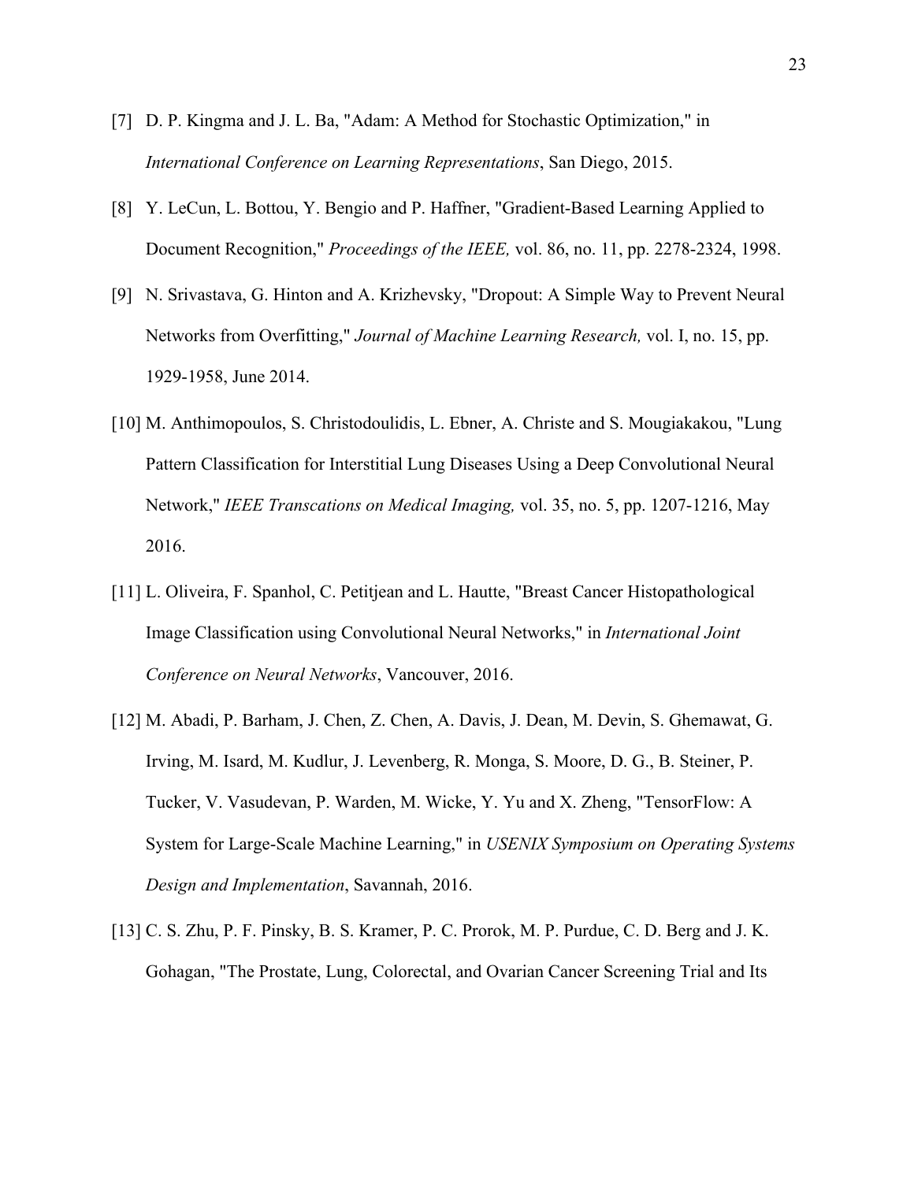[7] D. P. Kingma and J. L. Ba, "Adam: A Method for Stochastic Optimization," in *International Conference on Learning Representations*, San Diego, 2015.

[8] Y. LeCun, L. Bottou, Y. Bengio and P. Haffner, "Gradient-Based Learning Applied to Document Recognition," *Proceedings of the IEEE,* vol. 86, no. 11, pp. 2278-2324, 1998.

[9] N. Srivastava, G. Hinton and A. Krizhevsky, "Dropout: A Simple Way to Prevent Neural Networks from Overfitting," *Journal of Machine Learning Research,* vol. I, no. 15, pp. 1929-1958, June 2014.

[10] M. Anthimopoulos, S. Christodoulidis, L. Ebner, A. Christe and S. Mougiakakou, "Lung Pattern Classification for Interstitial Lung Diseases Using a Deep Convolutional Neural Network," *IEEE Transcations on Medical Imaging,* vol. 35, no. 5, pp. 1207-1216, May 2016.

[11] L. Oliveira, F. Spanhol, C. Petitjean and L. Hautte, "Breast Cancer Histopathological Image Classification using Convolutional Neural Networks," in *International Joint Conference on Neural Networks*, Vancouver, 2016.

[12] M. Abadi, P. Barham, J. Chen, Z. Chen, A. Davis, J. Dean, M. Devin, S. Ghemawat, G. Irving, M. Isard, M. Kudlur, J. Levenberg, R. Monga, S. Moore, D. G., B. Steiner, P. Tucker, V. Vasudevan, P. Warden, M. Wicke, Y. Yu and X. Zheng, "TensorFlow: A System for Large-Scale Machine Learning," in *USENIX Symposium on Operating Systems Design and Implementation*, Savannah, 2016.

[13] C. S. Zhu, P. F. Pinsky, B. S. Kramer, P. C. Prorok, M. P. Purdue, C. D. Berg and J. K. Gohagan, "The Prostate, Lung, Colorectal, and Ovarian Cancer Screening Trial and Its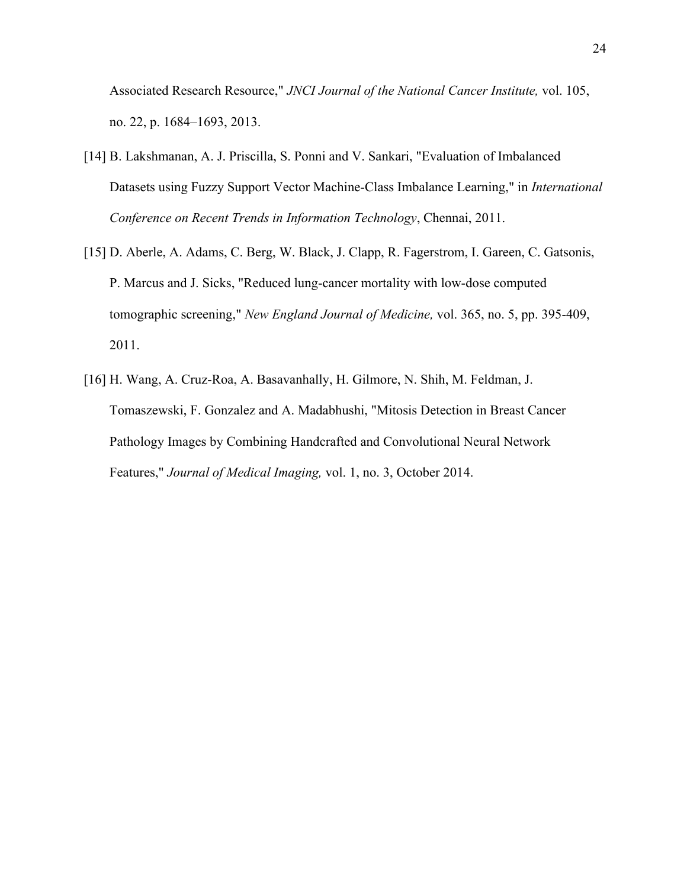Associated Research Resource," *JNCI Journal of the National Cancer Institute,* vol. 105, no. 22, p. 1684–1693, 2013.

[14] B. Lakshmanan, A. J. Priscilla, S. Ponni and V. Sankari, "Evaluation of Imbalanced Datasets using Fuzzy Support Vector Machine-Class Imbalance Learning," in *International Conference on Recent Trends in Information Technology*, Chennai, 2011.

[15] D. Aberle, A. Adams, C. Berg, W. Black, J. Clapp, R. Fagerstrom, I. Gareen, C. Gatsonis, P. Marcus and J. Sicks, "Reduced lung-cancer mortality with low-dose computed tomographic screening," *New England Journal of Medicine,* vol. 365, no. 5, pp. 395-409, 2011.

[16] H. Wang, A. Cruz-Roa, A. Basavanhally, H. Gilmore, N. Shih, M. Feldman, J. Tomaszewski, F. Gonzalez and A. Madabhushi, "Mitosis Detection in Breast Cancer Pathology Images by Combining Handcrafted and Convolutional Neural Network Features," *Journal of Medical Imaging,* vol. 1, no. 3, October 2014.